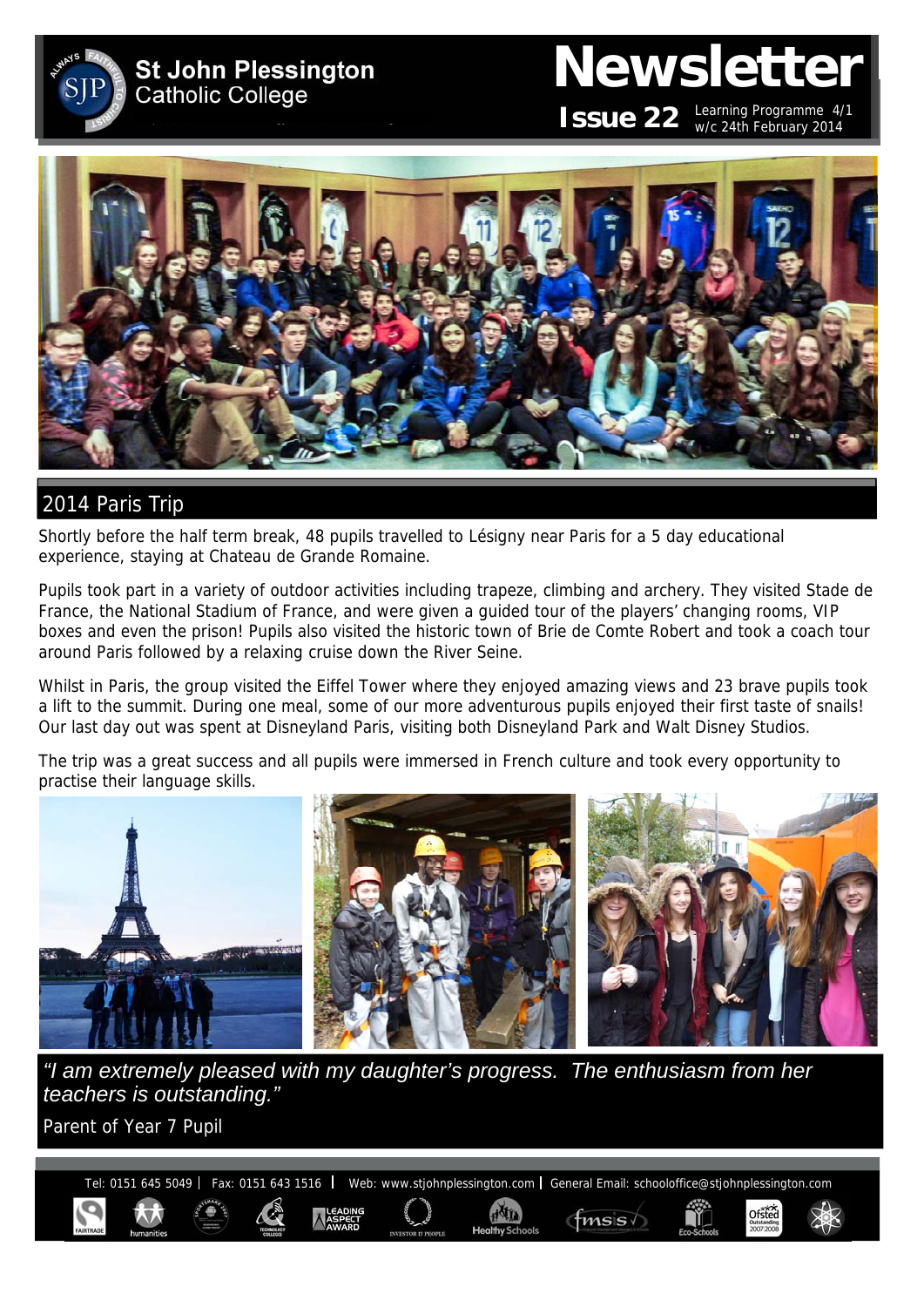# St John Plessington Catholic College

# Newsletter

**Issue 22** Learning Programme 4/1 w/c 24th February 2014

## 2014 Paris Trip

Shortly before the half term break, 48 pupils travelled to Lésigny near Paris for a 5 day educational experience, staying at Chateau de Grande Romaine.

Pupils took part in a variety of outdoor activities including trapeze, climbing and archery. They visited Stade de France, the National Stadium of France, and were given a guided tour of the players' changing rooms, VIP boxes and even the prison! Pupils also visited the historic town of Brie de Comte Robert and took a coach tour around Paris followed by a relaxing cruise down the River Seine.

Whilst in Paris, the group visited the Eiffel Tower where they enjoyed amazing views and 23 brave pupils took a lift to the summit. During one meal, some of our more adventurous pupils enjoyed their first taste of snails! Our last day out was spent at Disneyland Paris, visiting both Disneyland Park and Walt Disney Studios.

The trip was a great success and all pupils were immersed in French culture and took every opportunity to practise their language skills.

*"I am extremely pleased with my daughter's progress. The enthusiasm from her teachers is outstanding."*

Parent of Year 7 Pupil

Tel: 0151 645 5049 | Fax: 0151 643 1516 | Web: www.stjohnplessington.com | General Email: schooloffice@stjohnplessington.com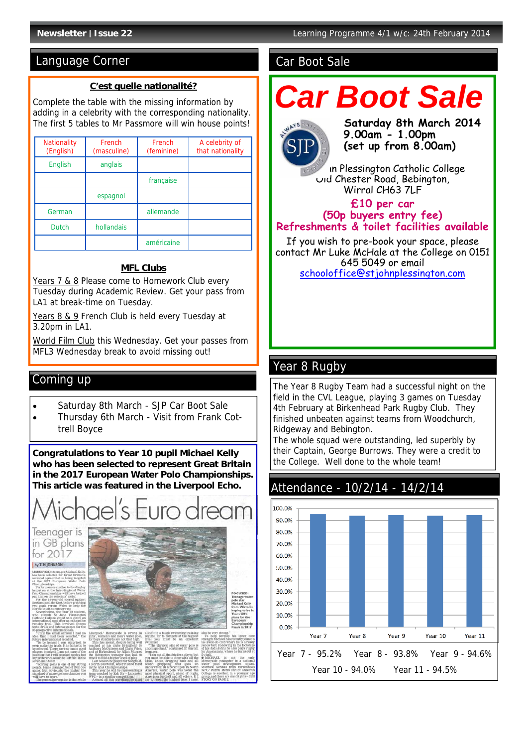## Language Corner

### C'est quelle nationalité?

Complete the table with the missing information by adding in a celebrity with the corresponding nationality. The first 5 tables to Mr Passmore will win house points!

| Nationality (English) | French (masculine) | French (feminine) | A celebrity of that nationality |
| --- | --- | --- | --- |
| English | anglais | | |
| | | française | |
| | espagnol | | |
| German | | allemande | |
| Dutch | hollandais | | |
| | | américaine | |

### MFL Clubs

Years 7 & 8 Please come to Homework Club every Tuesday during Academic Review. Get your pass from LA1 at break-time on Tuesday.

Years 8 & 9 French Club is held every Tuesday at 3.20pm in LA1.

World Film Club this Wednesday. Get your passes from MFL3 Wednesday break to avoid missing out!

## Coming up

- Saturday 8th March - SJP Car Boot Sale
- Thursday 6th March - Visit from Frank Cottrell Boyce

**Congratulations to Year 10 pupil Michael Kelly who has been selected to represent Great Britain in the 2017 European Water Polo Championships. This article was featured in the Liverpool Echo.**

Michael's Euro dream

Teenager is in GB plans for 2017

## Car Boot Sale

# Car Boot Sale

**Saturday 8th March 2014**
**9.00am - 1.00pm**
**(set up from 8.00am)**

in Plessington Catholic College
Old Chester Road, Bebington,
Wirral CH63 7LF

**£10 per car**
**(50p buyers entry fee)**
**Refreshments & toilet facilities available**

If you wish to pre-book your space, please contact Mr Luke McHale at the College on 0151 645 5049 or email schooloffice@stjohnplessington.com

## Year 8 Rugby

The Year 8 Rugby Team had a successful night on the field in the CVL League, playing 3 games on Tuesday 4th February at Birkenhead Park Rugby Club. They finished unbeaten against teams from Woodchurch, Ridgeway and Bebington.

The whole squad were outstanding, led superbly by their Captain, George Burrows. They were a credit to the College. Well done to the whole team!

## Attendance - 10/2/14 - 14/2/14

Year 7 - 95.2% Year 8 - 93.8% Year 9 - 94.6%

Year 10 - 94.0% Year 11 - 94.5%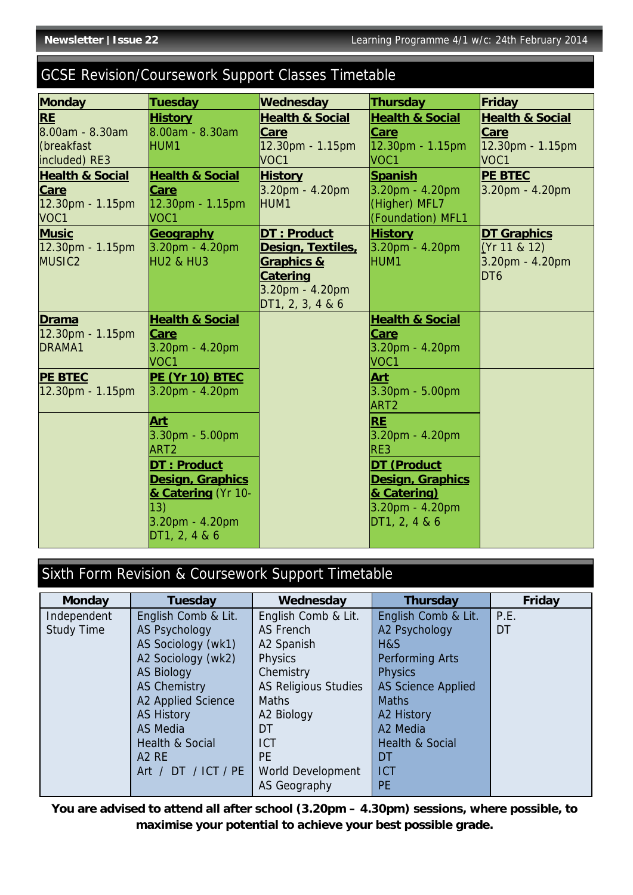## GCSE Revision/Coursework Support Classes Timetable

| Monday | Tuesday | Wednesday | Thursday | Friday |
|---|---|---|---|---|
| **RE** 8.00am - 8.30am (breakfast included) RE3 | **History** 8.00am - 8.30am HUM1 | **Health & Social Care** 12.30pm - 1.15pm VOC1 | **Health & Social Care** 12.30pm - 1.15pm VOC1 | **Health & Social Care** 12.30pm - 1.15pm VOC1 |
| **Health & Social Care** 12.30pm - 1.15pm VOC1 | **Health & Social Care** 12.30pm - 1.15pm VOC1 | **History** 3.20pm - 4.20pm HUM1 | **Spanish** 3.20pm - 4.20pm (Higher) MFL7 (Foundation) MFL1 | **PE BTEC** 3.20pm - 4.20pm |
| **Music** 12.30pm - 1.15pm MUSIC2 | **Geography** 3.20pm - 4.20pm HU2 & HU3 | **DT : Product Design, Textiles, Graphics & Catering** 3.20pm - 4.20pm DT1, 2, 3, 4 & 6 | **History** 3.20pm - 4.20pm HUM1 | **DT Graphics** (Yr 11 & 12) 3.20pm - 4.20pm DT6 |
| **Drama** 12.30pm - 1.15pm DRAMA1 | **Health & Social Care** 3.20pm - 4.20pm VOC1 | | **Health & Social Care** 3.20pm - 4.20pm VOC1 | |
| **PE BTEC** 12.30pm - 1.15pm | **PE (Yr 10) BTEC** 3.20pm - 4.20pm | | **Art** 3.30pm - 5.00pm ART2 | |
| | **Art** 3.30pm - 5.00pm ART2 | | **RE** 3.20pm - 4.20pm RE3 | |
| | **DT : Product Design, Graphics & Catering** (Yr 10-13) 3.20pm - 4.20pm DT1, 2, 4 & 6 | | **DT (Product Design, Graphics & Catering)** 3.20pm - 4.20pm DT1, 2, 4 & 6 | |

## Sixth Form Revision & Coursework Support Timetable

| Monday | Tuesday | Wednesday | Thursday | Friday |
|---|---|---|---|---|
| Independent Study Time | English Comb & Lit.<br>AS Psychology<br>AS Sociology (wk1)<br>A2 Sociology (wk2)<br>AS Biology<br>AS Chemistry<br>A2 Applied Science<br>AS History<br>AS Media<br>Health & Social<br>A2 RE<br>Art / DT / ICT / PE | English Comb & Lit.<br>AS French<br>A2 Spanish<br>Physics<br>Chemistry<br>AS Religious Studies<br>Maths<br>A2 Biology<br>DT<br>ICT<br>PE<br>World Development<br>AS Geography | English Comb & Lit.<br>A2 Psychology<br>H&S<br>Performing Arts<br>Physics<br>AS Science Applied<br>Maths<br>A2 History<br>A2 Media<br>Health & Social<br>DT<br>ICT<br>PE | P.E.<br>DT |

**You are advised to attend all after school (3.20pm – 4.30pm) sessions, where possible, to maximise your potential to achieve your best possible grade.**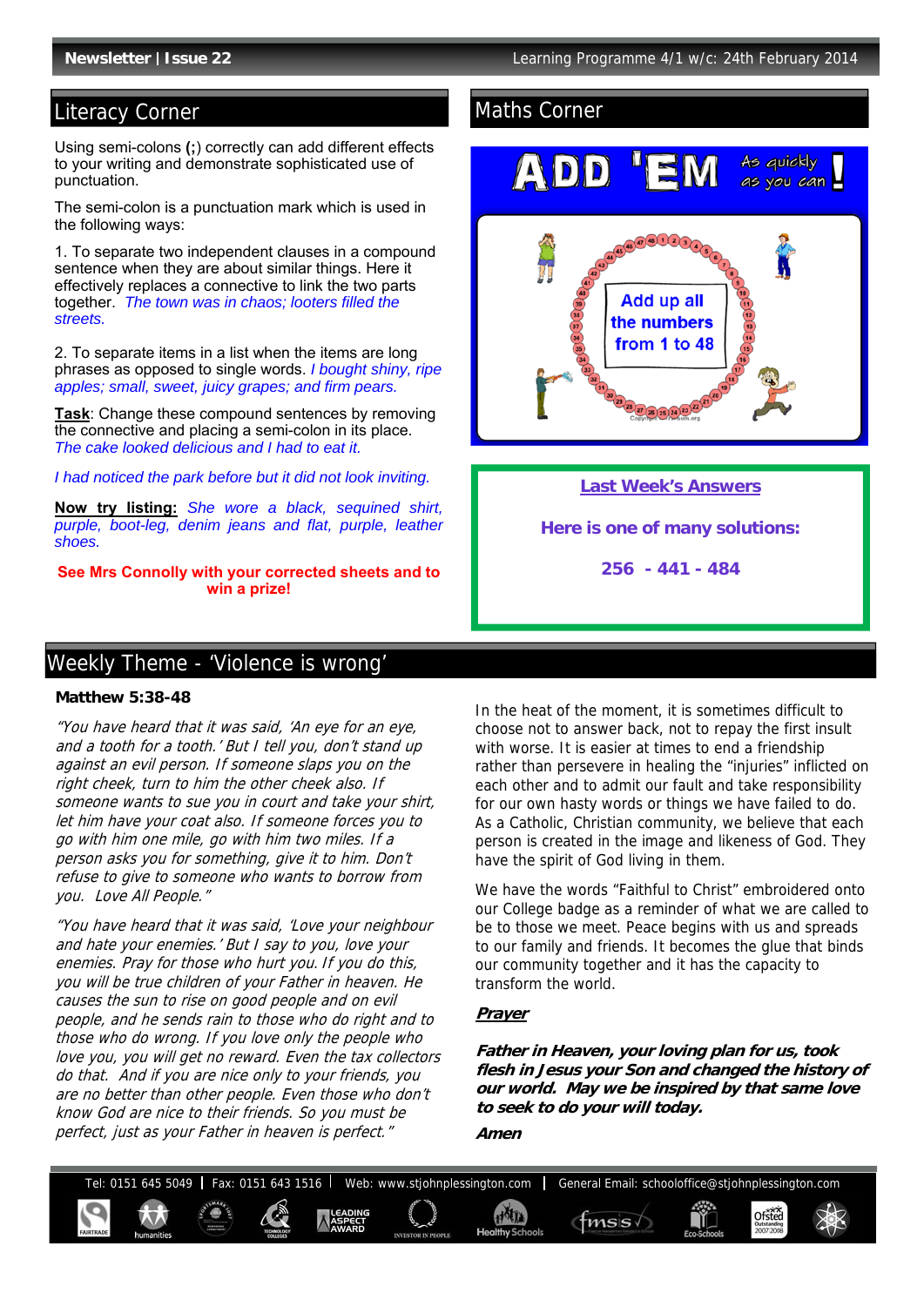## Literacy Corner

Using semi-colons (**;**) correctly can add different effects to your writing and demonstrate sophisticated use of punctuation.

The semi-colon is a punctuation mark which is used in the following ways:

1. To separate two independent clauses in a compound sentence when they are about similar things. Here it effectively replaces a connective to link the two parts together. *The town was in chaos; looters filled the streets.*

2. To separate items in a list when the items are long phrases as opposed to single words. *I bought shiny, ripe apples; small, sweet, juicy grapes; and firm pears.*

**Task**: Change these compound sentences by removing the connective and placing a semi-colon in its place.
*The cake looked delicious and I had to eat it.*

*I had noticed the park before but it did not look inviting.*

**Now try listing:** *She wore a black, sequined shirt, purple, boot-leg, denim jeans and flat, purple, leather shoes.*

**See Mrs Connolly with your corrected sheets and to win a prize!**

## Maths Corner

ADD 'EM As quickly as you can!

Add up all the numbers from 1 to 48

### Last Week's Answers

**Here is one of many solutions:**

**256 - 441 - 484**

## Weekly Theme - 'Violence is wrong'

**Matthew 5:38-48**

*"You have heard that it was said, 'An eye for an eye, and a tooth for a tooth.' But I tell you, don't stand up against an evil person. If someone slaps you on the right cheek, turn to him the other cheek also. If someone wants to sue you in court and take your shirt, let him have your coat also. If someone forces you to go with him one mile, go with him two miles. If a person asks you for something, give it to him. Don't refuse to give to someone who wants to borrow from you. Love All People."*

*"You have heard that it was said, 'Love your neighbour and hate your enemies.' But I say to you, love your enemies. Pray for those who hurt you. If you do this, you will be true children of your Father in heaven. He causes the sun to rise on good people and on evil people, and he sends rain to those who do right and to those who do wrong. If you love only the people who love you, you will get no reward. Even the tax collectors do that. And if you are nice only to your friends, you are no better than other people. Even those who don't know God are nice to their friends. So you must be perfect, just as your Father in heaven is perfect."*

In the heat of the moment, it is sometimes difficult to choose not to answer back, not to repay the first insult with worse. It is easier at times to end a friendship rather than persevere in healing the "injuries" inflicted on each other and to admit our fault and take responsibility for our own hasty words or things we have failed to do. As a Catholic, Christian community, we believe that each person is created in the image and likeness of God. They have the spirit of God living in them.

We have the words "Faithful to Christ" embroidered onto our College badge as a reminder of what we are called to be to those we meet. Peace begins with us and spreads to our family and friends. It becomes the glue that binds our community together and it has the capacity to transform the world.

***Prayer***

***Father in Heaven, your loving plan for us, took flesh in Jesus your Son and changed the history of our world. May we be inspired by that same love to seek to do your will today.***

***Amen***

Tel: 0151 645 5049 | Fax: 0151 643 1516 | Web: www.stjohnplessington.com | General Email: schooloffice@stjohnplessington.com